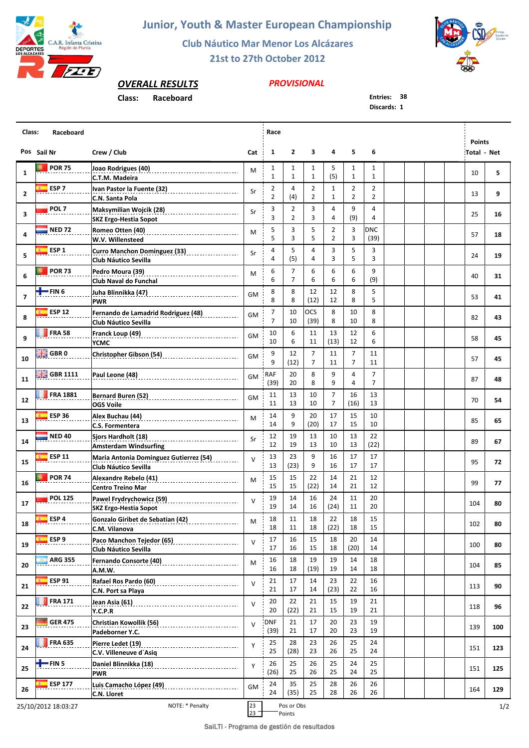# Junior, Youth & Master European Championship

## Club Náutico Mar Menor Los Alcázares

## 21st to 27th October 2012

**OVERALL RESULTS** — *PROVISIONAL*

**Class:** Raceboard

**Entries:** 38
**Discards:** 1

| Pos | Sail Nr | Crew / Club | Cat | 1 | 2 | 3 | 4 | 5 | 6 | Total | Net |
|---|---|---|---|---|---|---|---|---|---|---|---|
| 1 | POR 75 | Joao Rodrigues (40) / C.T.M. Madeira | M | 1 / 1 | 1 / 1 | 1 / 1 | 5 / (5) | 1 / 1 | 1 / 1 | 10 | 5 |
| 2 | ESP 7 | Ivan Pastor la Fuente (32) / C.N. Santa Pola | Sr | 2 / 2 | 4 / (4) | 2 / 2 | 1 / 1 | 2 / 2 | 2 / 2 | 13 | 9 |
| 3 | POL 7 | Maksymilian Wojcik (28) / SKZ Ergo-Hestia Sopot | Sr | 3 / 3 | 2 / 2 | 3 / 3 | 4 / 4 | 9 / (9) | 4 / 4 | 25 | 16 |
| 4 | NED 72 | Romeo Otten (40) / W.V. Willensteed | M | 5 / 5 | 3 / 3 | 5 / 5 | 2 / 2 | 3 / 3 | DNC / (39) | 57 | 18 |
| 5 | ESP 1 | Curro Manchon Dominguez (33) / Club Náutico Sevilla | Sr | 4 / 4 | 5 / (5) | 4 / 4 | 3 / 3 | 5 / 5 | 3 / 3 | 24 | 19 |
| 6 | POR 73 | Pedro Moura (39) / Club Naval do Funchal | M | 6 / 6 | 7 / 7 | 6 / 6 | 6 / 6 | 6 / 6 | 9 / (9) | 40 | 31 |
| 7 | FIN 6 | Juha Blinnikka (47) / PWR | GM | 8 / 8 | 8 / 8 | 12 / (12) | 12 / 12 | 8 / 8 | 5 / 5 | 53 | 41 |
| 8 | ESP 12 | Fernando de Lamadrid Rodriguez (48) / Club Náutico Sevilla | GM | 7 / 7 | 10 / 10 | OCS / (39) | 8 / 8 | 10 / 10 | 8 / 8 | 82 | 43 |
| 9 | FRA 58 | Franck Loup (49) / YCMC | GM | 10 / 10 | 6 / 6 | 11 / 11 | 13 / (13) | 12 / 12 | 6 / 6 | 58 | 45 |
| 10 | GBR 0 | Christopher Gibson (54) | GM | 9 / 9 | 12 / (12) | 7 / 7 | 11 / 11 | 7 / 7 | 11 / 11 | 57 | 45 |
| 11 | GBR 1111 | Paul Leone (48) | GM | RAF / (39) | 20 / 20 | 8 / 8 | 9 / 9 | 4 / 4 | 7 / 7 | 87 | 48 |
| 12 | FRA 1881 | Bernard Buren (52) / OGS Voile | GM | 11 / 11 | 13 / 13 | 10 / 10 | 7 / 7 | 16 / (16) | 13 / 13 | 70 | 54 |
| 13 | ESP 36 | Alex Buchau (44) / C.S. Formentera | M | 14 / 14 | 9 / 9 | 20 / (20) | 17 / 17 | 15 / 15 | 10 / 10 | 85 | 65 |
| 14 | NED 40 | Sjors Hardholt (18) / Amsterdam Windsurfing | Sr | 12 / 12 | 19 / 19 | 13 / 13 | 10 / 10 | 13 / 13 | 22 / (22) | 89 | 67 |
| 15 | ESP 11 | Maria Antonia Dominguez Gutierrez (54) / Club Náutico Sevilla | V | 13 / 13 | 23 / (23) | 9 / 9 | 16 / 16 | 17 / 17 | 17 / 17 | 95 | 72 |
| 16 | POR 74 | Alexandre Rebelo (41) / Centro Treino Mar | M | 15 / 15 | 15 / 15 | 22 / (22) | 14 / 14 | 21 / 21 | 12 / 12 | 99 | 77 |
| 17 | POL 125 | Pawel Frydrychowicz (59) / SKZ Ergo-Hestia Sopot | V | 19 / 19 | 14 / 14 | 16 / 16 | 24 / (24) | 11 / 11 | 20 / 20 | 104 | 80 |
| 18 | ESP 4 | Gonzalo Giribet de Sebatian (42) / C.M. Vilanova | M | 18 / 18 | 11 / 11 | 18 / 18 | 22 / (22) | 18 / 18 | 15 / 15 | 102 | 80 |
| 19 | ESP 9 | Paco Manchon Tejedor (65) / Club Náutico Sevilla | V | 17 / 17 | 16 / 16 | 15 / 15 | 18 / 18 | 20 / (20) | 14 / 14 | 100 | 80 |
| 20 | ARG 355 | Fernando Consorte (40) / A.M.W. | M | 16 / 16 | 18 / 18 | 19 / (19) | 19 / 19 | 14 / 14 | 18 / 18 | 104 | 85 |
| 21 | ESP 91 | Rafael Ros Pardo (60) / C.N. Port sa Playa | V | 21 / 21 | 17 / 17 | 14 / 14 | 23 / (23) | 22 / 22 | 16 / 16 | 113 | 90 |
| 22 | FRA 171 | Jean Asia (61) / Y.C.P.R | V | 20 / 20 | 22 / (22) | 21 / 21 | 15 / 15 | 19 / 19 | 21 / 21 | 118 | 96 |
| 23 | GER 475 | Christian Kowollik (56) / Padeborner Y.C. | V | DNF / (39) | 21 / 21 | 17 / 17 | 20 / 20 | 23 / 23 | 19 / 19 | 139 | 100 |
| 24 | FRA 635 | Pierre Ledet (19) / C.V. Villeneuve d´Asiq | Y | 25 / 25 | 28 / (28) | 23 / 23 | 26 / 26 | 25 / 25 | 24 / 24 | 151 | 123 |
| 25 | FIN 5 | Daniel Blinnikka (18) / PWR | Y | 26 / (26) | 25 / 25 | 26 / 26 | 25 / 25 | 24 / 24 | 25 / 25 | 151 | 125 |
| 26 | ESP 177 | Luis Camacho López (49) / C.N. Lloret | GM | 24 / 24 | 35 / (35) | 25 / 25 | 28 / 28 | 26 / 26 | 26 / 26 | 164 | 129 |

25/10/2012 18:03:27

NOTE: * Penalty

23 / 23 — Pos or Obs / Points

SailTI - Programa de gestión de resultados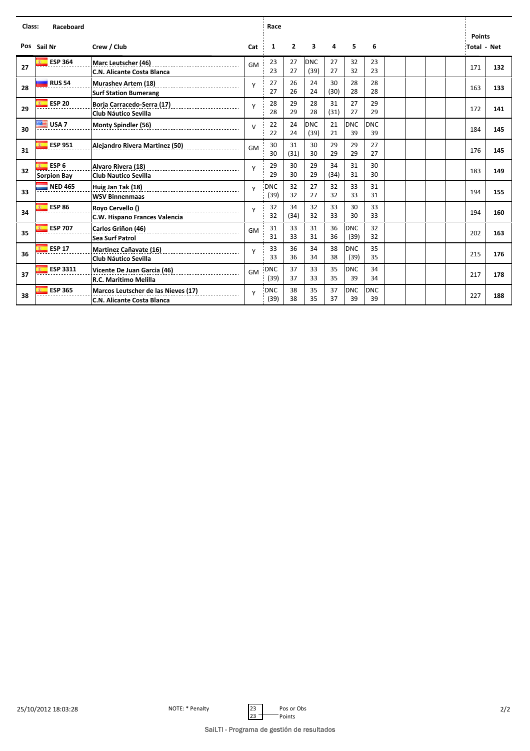Class: **Raceboard**

| Pos | Sail Nr | Crew / Club | Cat | Race 1 | 2 | 3 | 4 | 5 | 6 | | | | | Points Total | Net |
|---|---|---|---|---|---|---|---|---|---|---|---|---|---|---|---|
| 27 | ESP 364 | Marc Leutscher (46) C.N. Alicante Costa Blanca | GM | 23 23 | 27 27 | DNC (39) | 27 27 | 32 32 | 23 23 | | | | | 171 | 132 |
| 28 | RUS 54 | Murashev Artem (18) Surf Station Bumerang | Y | 27 27 | 26 26 | 24 24 | 30 (30) | 28 28 | 28 28 | | | | | 163 | 133 |
| 29 | ESP 20 | Borja Carracedo-Serra (17) Club Náutico Sevilla | Y | 28 28 | 29 29 | 28 28 | 31 (31) | 27 27 | 29 29 | | | | | 172 | 141 |
| 30 | USA 7 | Monty Spindler (56) | V | 22 22 | 24 24 | DNC (39) | 21 21 | DNC 39 | DNC 39 | | | | | 184 | 145 |
| 31 | ESP 951 | Alejandro Rivera Martinez (50) | GM | 30 30 | 31 (31) | 30 30 | 29 29 | 29 29 | 27 27 | | | | | 176 | 145 |
| 32 | ESP 6 Sorpion Bay | Alvaro Rivera (18) Club Nautico Sevilla | Y | 29 29 | 30 30 | 29 29 | 34 (34) | 31 31 | 30 30 | | | | | 183 | 149 |
| 33 | NED 465 | Huig Jan Tak (18) WSV Binnenmaas | Y | DNC (39) | 32 32 | 27 27 | 32 32 | 33 33 | 31 31 | | | | | 194 | 155 |
| 34 | ESP 86 | Royo Cervello () C.W. Hispano Frances Valencia | Y | 32 32 | 34 (34) | 32 32 | 33 33 | 30 30 | 33 33 | | | | | 194 | 160 |
| 35 | ESP 707 | Carlos Griñon (46) Sea Surf Patrol | GM | 31 31 | 33 33 | 31 31 | 36 36 | DNC (39) | 32 32 | | | | | 202 | 163 |
| 36 | ESP 17 | Martinez Cañavate (16) Club Náutico Sevilla | Y | 33 33 | 36 36 | 34 34 | 38 38 | DNC (39) | 35 35 | | | | | 215 | 176 |
| 37 | ESP 3311 | Vicente De Juan Garcia (46) R.C. Maritimo Melilla | GM | DNC (39) | 37 37 | 33 33 | 35 35 | DNC 39 | 34 34 | | | | | 217 | 178 |
| 38 | ESP 365 | Marcos Leutscher de las Nieves (17) C.N. Alicante Costa Blanca | Y | DNC (39) | 38 38 | 35 35 | 37 37 | DNC 39 | DNC 39 | | | | | 227 | 188 |

25/10/2012 18:03:28

NOTE: * Penalty

23 / 23 — Pos or Obs / Points

SailTI - Programa de gestión de resultados